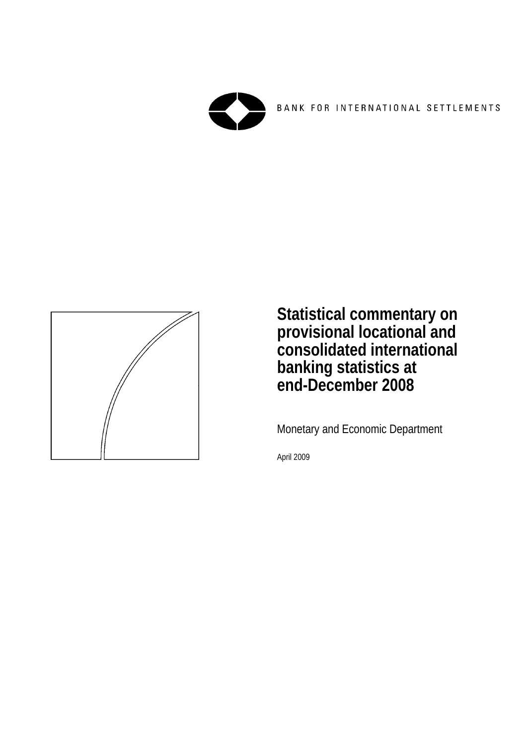BANK FOR INTERNATIONAL SETTLEMENTS

# Statistical commentary on provisional locational and consolidated international banking statistics at end-December 2008

Monetary and Economic Department

April 2009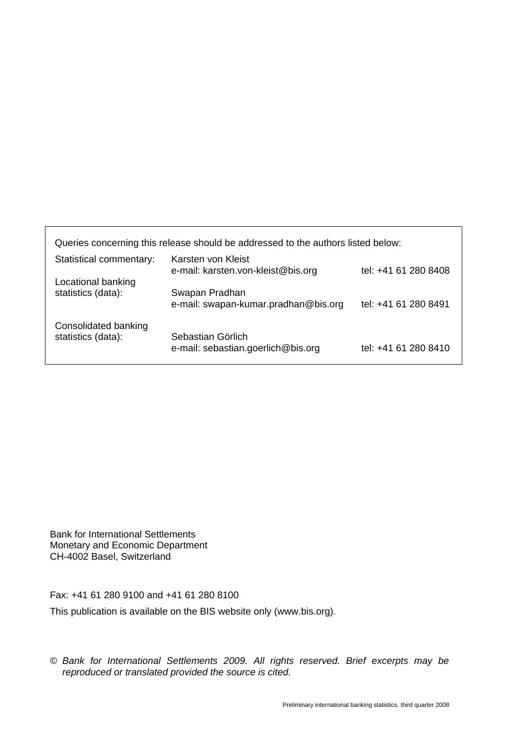Queries concerning this release should be addressed to the authors listed below:

| | | |
|---|---|---|
| Statistical commentary: | Karsten von Kleist<br>e-mail: karsten.von-kleist@bis.org | tel: +41 61 280 8408 |
| Locational banking statistics (data): | Swapan Pradhan<br>e-mail: swapan-kumar.pradhan@bis.org | tel: +41 61 280 8491 |
| Consolidated banking statistics (data): | Sebastian Görlich<br>e-mail: sebastian.goerlich@bis.org | tel: +41 61 280 8410 |

Bank for International Settlements
Monetary and Economic Department
CH-4002 Basel, Switzerland

Fax: +41 61 280 9100 and +41 61 280 8100

This publication is available on the BIS website only (www.bis.org).

© *Bank for International Settlements 2009. All rights reserved. Brief excerpts may be reproduced or translated provided the source is cited.*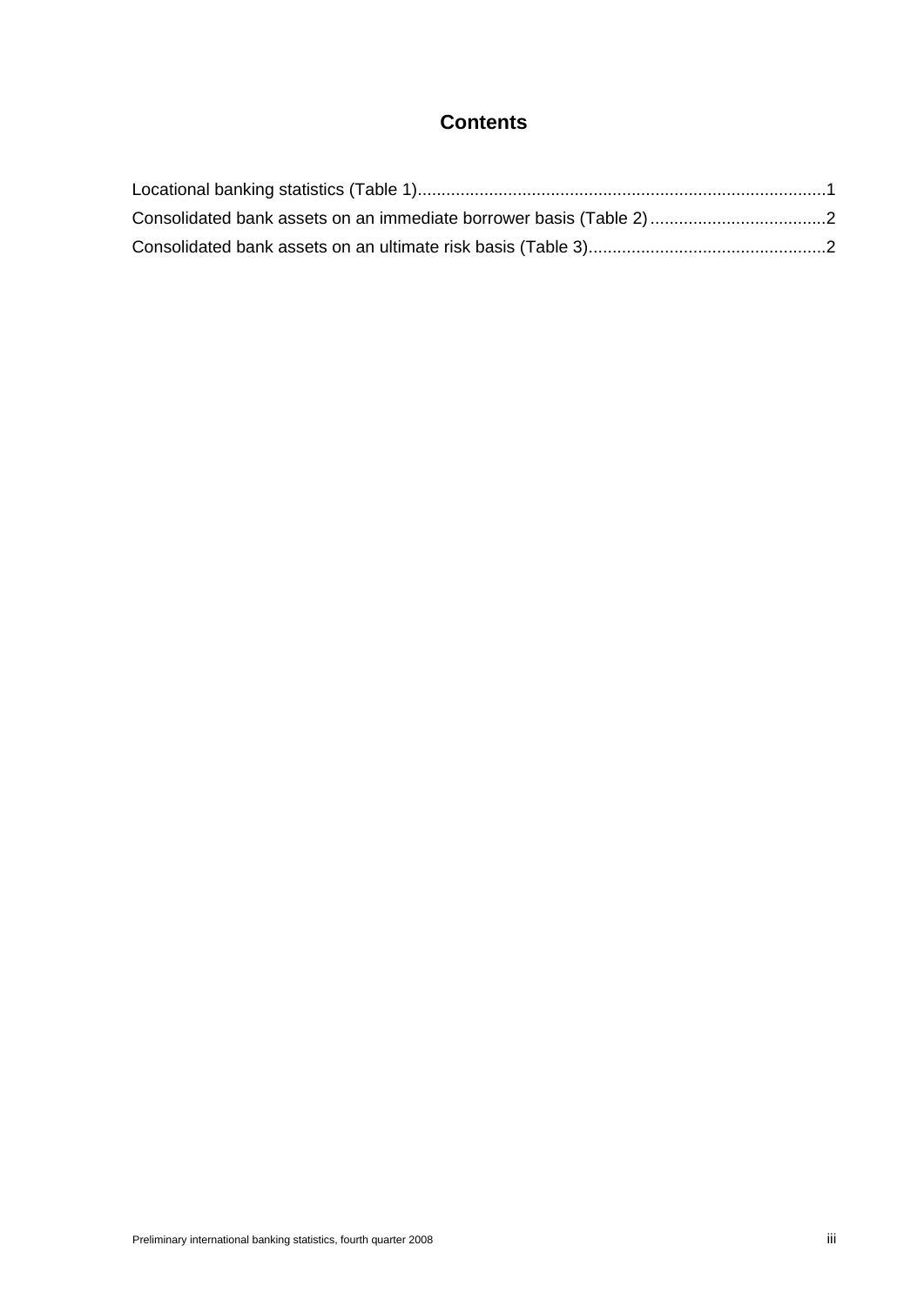# Contents

Locational banking statistics (Table 1).....................................................................................1

Consolidated bank assets on an immediate borrower basis (Table 2).....................................2

Consolidated bank assets on an ultimate risk basis (Table 3)..................................................2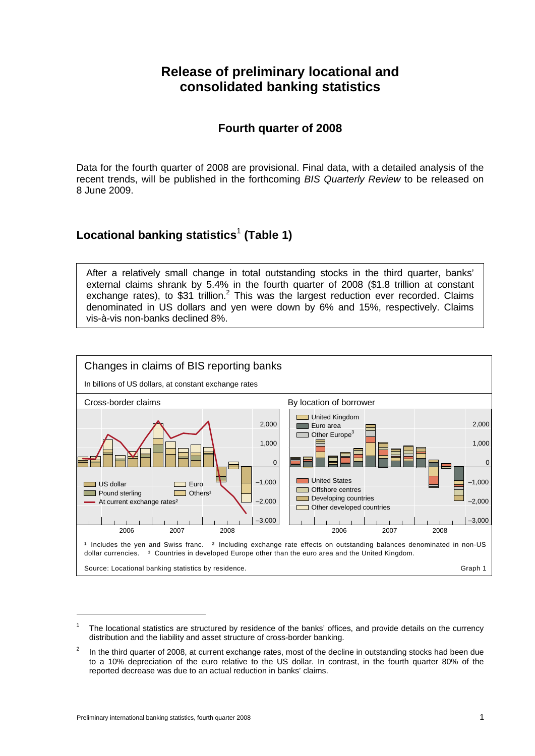# Release of preliminary locational and consolidated banking statistics

## Fourth quarter of 2008

Data for the fourth quarter of 2008 are provisional. Final data, with a detailed analysis of the recent trends, will be published in the forthcoming *BIS Quarterly Review* to be released on 8 June 2009.

## Locational banking statistics[1] (Table 1)

After a relatively small change in total outstanding stocks in the third quarter, banks' external claims shrank by 5.4% in the fourth quarter of 2008 ($1.8 trillion at constant exchange rates), to $31 trillion.[2] This was the largest reduction ever recorded. Claims denominated in US dollars and yen were down by 6% and 15%, respectively. Claims vis-à-vis non-banks declined 8%.

**Changes in claims of BIS reporting banks**

In billions of US dollars, at constant exchange rates

Cross-border claims | By location of borrower

US dollar; Pound sterling; At current exchange rates²; Euro; Others¹

United Kingdom; Euro area; Other Europe³; United States; Offshore centres; Developing countries; Other developed countries

¹ Includes the yen and Swiss franc. ² Including exchange rate effects on outstanding balances denominated in non-US dollar currencies. ³ Countries in developed Europe other than the euro area and the United Kingdom.

Source: Locational banking statistics by residence. Graph 1

---

[1] The locational statistics are structured by residence of the banks' offices, and provide details on the currency distribution and the liability and asset structure of cross-border banking.

[2] In the third quarter of 2008, at current exchange rates, most of the decline in outstanding stocks had been due to a 10% depreciation of the euro relative to the US dollar. In contrast, in the fourth quarter 80% of the reported decrease was due to an actual reduction in banks' claims.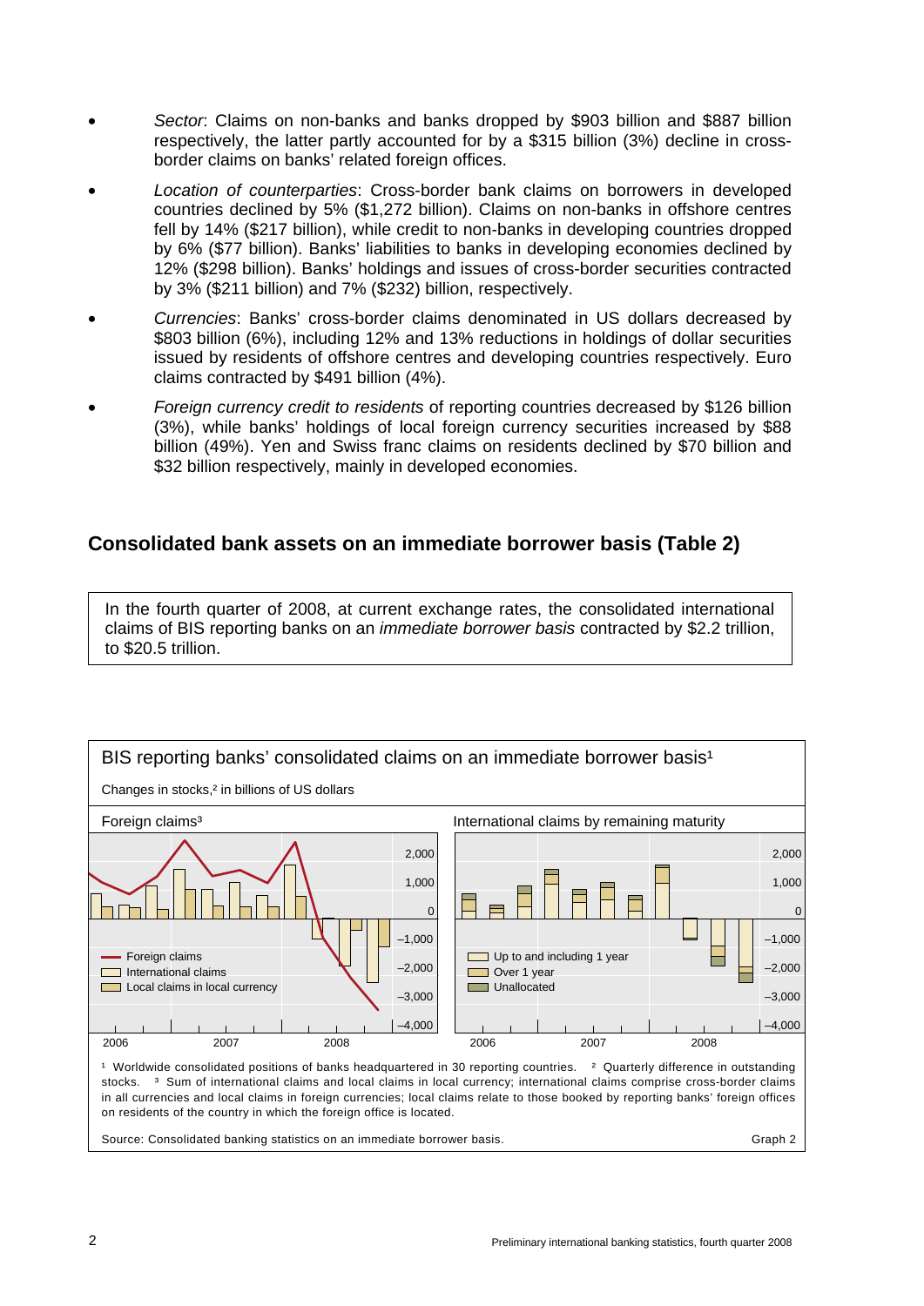- *Sector*: Claims on non-banks and banks dropped by $903 billion and $887 billion respectively, the latter partly accounted for by a $315 billion (3%) decline in cross-border claims on banks' related foreign offices.
- *Location of counterparties*: Cross-border bank claims on borrowers in developed countries declined by 5% ($1,272 billion). Claims on non-banks in offshore centres fell by 14% ($217 billion), while credit to non-banks in developing countries dropped by 6% ($77 billion). Banks' liabilities to banks in developing economies declined by 12% ($298 billion). Banks' holdings and issues of cross-border securities contracted by 3% ($211 billion) and 7% ($232) billion, respectively.
- *Currencies*: Banks' cross-border claims denominated in US dollars decreased by $803 billion (6%), including 12% and 13% reductions in holdings of dollar securities issued by residents of offshore centres and developing countries respectively. Euro claims contracted by $491 billion (4%).
- *Foreign currency credit to residents* of reporting countries decreased by $126 billion (3%), while banks' holdings of local foreign currency securities increased by $88 billion (49%). Yen and Swiss franc claims on residents declined by $70 billion and $32 billion respectively, mainly in developed economies.

## Consolidated bank assets on an immediate borrower basis (Table 2)

In the fourth quarter of 2008, at current exchange rates, the consolidated international claims of BIS reporting banks on an *immediate borrower basis* contracted by $2.2 trillion, to $20.5 trillion.

BIS reporting banks' consolidated claims on an immediate borrower basis[1]

Changes in stocks,[2] in billions of US dollars

Foreign claims[3] — International claims by remaining maturity

[1] Worldwide consolidated positions of banks headquartered in 30 reporting countries. [2] Quarterly difference in outstanding stocks. [3] Sum of international claims and local claims in local currency; international claims comprise cross-border claims in all currencies and local claims in foreign currencies; local claims relate to those booked by reporting banks' foreign offices on residents of the country in which the foreign office is located.

Source: Consolidated banking statistics on an immediate borrower basis. Graph 2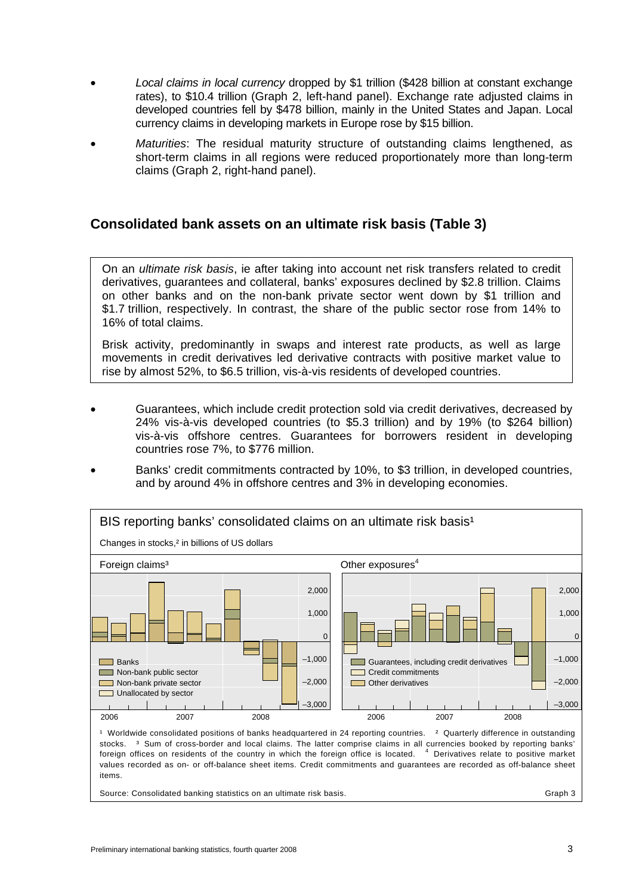- *Local claims in local currency* dropped by $1 trillion ($428 billion at constant exchange rates), to $10.4 trillion (Graph 2, left-hand panel). Exchange rate adjusted claims in developed countries fell by $478 billion, mainly in the United States and Japan. Local currency claims in developing markets in Europe rose by $15 billion.
- *Maturities*: The residual maturity structure of outstanding claims lengthened, as short-term claims in all regions were reduced proportionately more than long-term claims (Graph 2, right-hand panel).

## Consolidated bank assets on an ultimate risk basis (Table 3)

On an *ultimate risk basis*, ie after taking into account net risk transfers related to credit derivatives, guarantees and collateral, banks' exposures declined by $2.8 trillion. Claims on other banks and on the non-bank private sector went down by $1 trillion and $1.7 trillion, respectively. In contrast, the share of the public sector rose from 14% to 16% of total claims.

Brisk activity, predominantly in swaps and interest rate products, as well as large movements in credit derivatives led derivative contracts with positive market value to rise by almost 52%, to $6.5 trillion, vis-à-vis residents of developed countries.

- Guarantees, which include credit protection sold via credit derivatives, decreased by 24% vis-à-vis developed countries (to $5.3 trillion) and by 19% (to $264 billion) vis-à-vis offshore centres. Guarantees for borrowers resident in developing countries rose 7%, to $776 million.
- Banks' credit commitments contracted by 10%, to $3 trillion, in developed countries, and by around 4% in offshore centres and 3% in developing economies.

**BIS reporting banks' consolidated claims on an ultimate risk basis**[1]

Changes in stocks,[2] in billions of US dollars

Foreign claims[3]

Other exposures[4]

[1] Worldwide consolidated positions of banks headquartered in 24 reporting countries. [2] Quarterly difference in outstanding stocks. [3] Sum of cross-border and local claims. The latter comprise claims in all currencies booked by reporting banks' foreign offices on residents of the country in which the foreign office is located. [4] Derivatives relate to positive market values recorded as on- or off-balance sheet items. Credit commitments and guarantees are recorded as off-balance sheet items.

Source: Consolidated banking statistics on an ultimate risk basis. Graph 3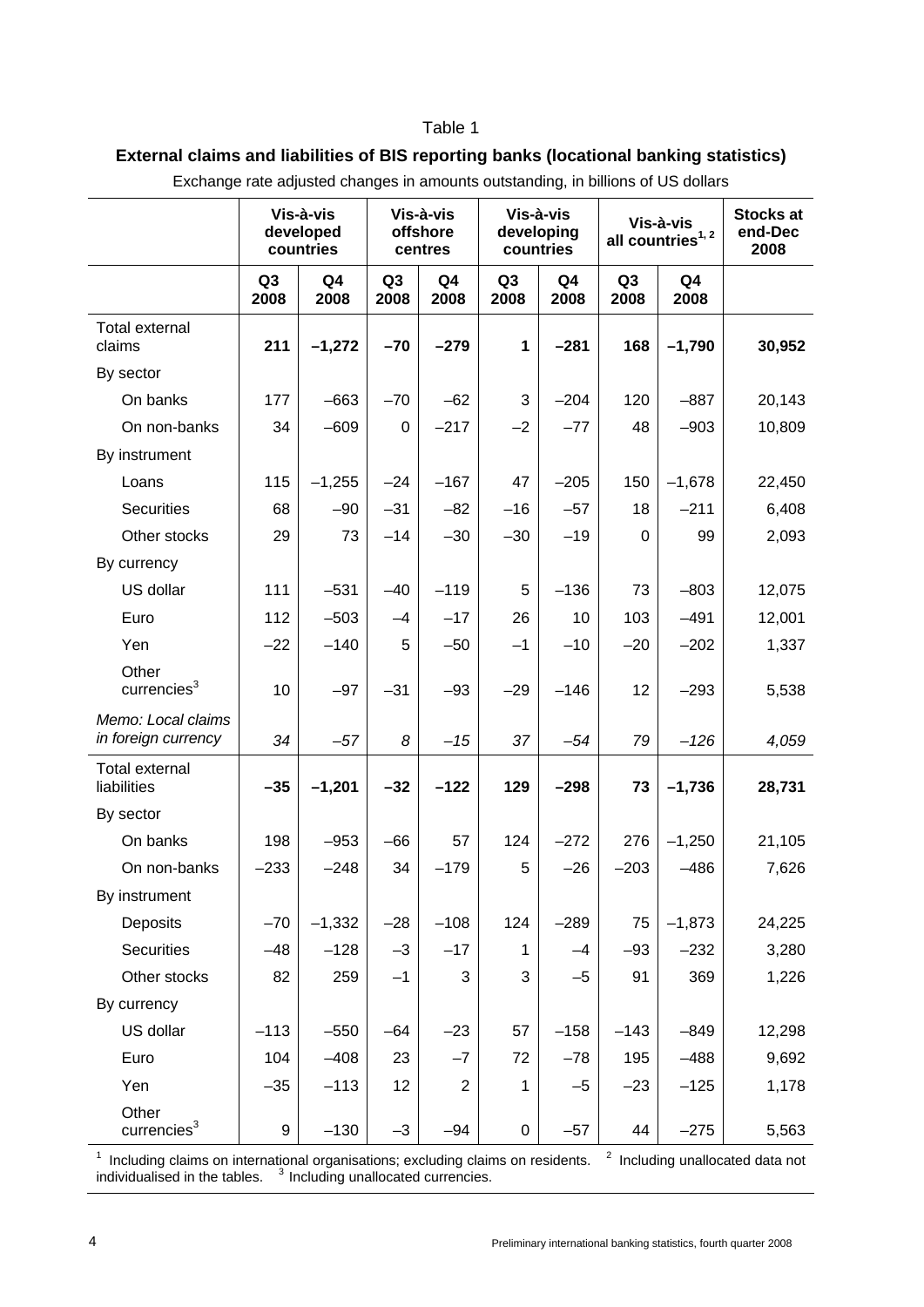Table 1

**External claims and liabilities of BIS reporting banks (locational banking statistics)**

Exchange rate adjusted changes in amounts outstanding, in billions of US dollars

| | **Vis-à-vis developed countries** | | **Vis-à-vis offshore centres** | | **Vis-à-vis developing countries** | | **Vis-à-vis all countries[1, 2]** | | **Stocks at end-Dec 2008** |
|---|---|---|---|---|---|---|---|---|---|
| | **Q3 2008** | **Q4 2008** | **Q3 2008** | **Q4 2008** | **Q3 2008** | **Q4 2008** | **Q3 2008** | **Q4 2008** | |
| Total external claims | **211** | **–1,272** | **–70** | **–279** | **1** | **–281** | **168** | **–1,790** | **30,952** |
| By sector | | | | | | | | | |
| On banks | 177 | –663 | –70 | –62 | 3 | –204 | 120 | –887 | 20,143 |
| On non-banks | 34 | –609 | 0 | –217 | –2 | –77 | 48 | –903 | 10,809 |
| By instrument | | | | | | | | | |
| Loans | 115 | –1,255 | –24 | –167 | 47 | –205 | 150 | –1,678 | 22,450 |
| Securities | 68 | –90 | –31 | –82 | –16 | –57 | 18 | –211 | 6,408 |
| Other stocks | 29 | 73 | –14 | –30 | –30 | –19 | 0 | 99 | 2,093 |
| By currency | | | | | | | | | |
| US dollar | 111 | –531 | –40 | –119 | 5 | –136 | 73 | –803 | 12,075 |
| Euro | 112 | –503 | –4 | –17 | 26 | 10 | 103 | –491 | 12,001 |
| Yen | –22 | –140 | 5 | –50 | –1 | –10 | –20 | –202 | 1,337 |
| Other currencies[3] | 10 | –97 | –31 | –93 | –29 | –146 | 12 | –293 | 5,538 |
| *Memo: Local claims in foreign currency* | *34* | *–57* | *8* | *–15* | *37* | *–54* | *79* | *–126* | *4,059* |
| Total external liabilities | **–35** | **–1,201** | **–32** | **–122** | **129** | **–298** | **73** | **–1,736** | **28,731** |
| By sector | | | | | | | | | |
| On banks | 198 | –953 | –66 | 57 | 124 | –272 | 276 | –1,250 | 21,105 |
| On non-banks | –233 | –248 | 34 | –179 | 5 | –26 | –203 | –486 | 7,626 |
| By instrument | | | | | | | | | |
| Deposits | –70 | –1,332 | –28 | –108 | 124 | –289 | 75 | –1,873 | 24,225 |
| Securities | –48 | –128 | –3 | –17 | 1 | –4 | –93 | –232 | 3,280 |
| Other stocks | 82 | 259 | –1 | 3 | 3 | –5 | 91 | 369 | 1,226 |
| By currency | | | | | | | | | |
| US dollar | –113 | –550 | –64 | –23 | 57 | –158 | –143 | –849 | 12,298 |
| Euro | 104 | –408 | 23 | –7 | 72 | –78 | 195 | –488 | 9,692 |
| Yen | –35 | –113 | 12 | 2 | 1 | –5 | –23 | –125 | 1,178 |
| Other currencies[3] | 9 | –130 | –3 | –94 | 0 | –57 | 44 | –275 | 5,563 |

[1] Including claims on international organisations; excluding claims on residents. [2] Including unallocated data not individualised in the tables. [3] Including unallocated currencies.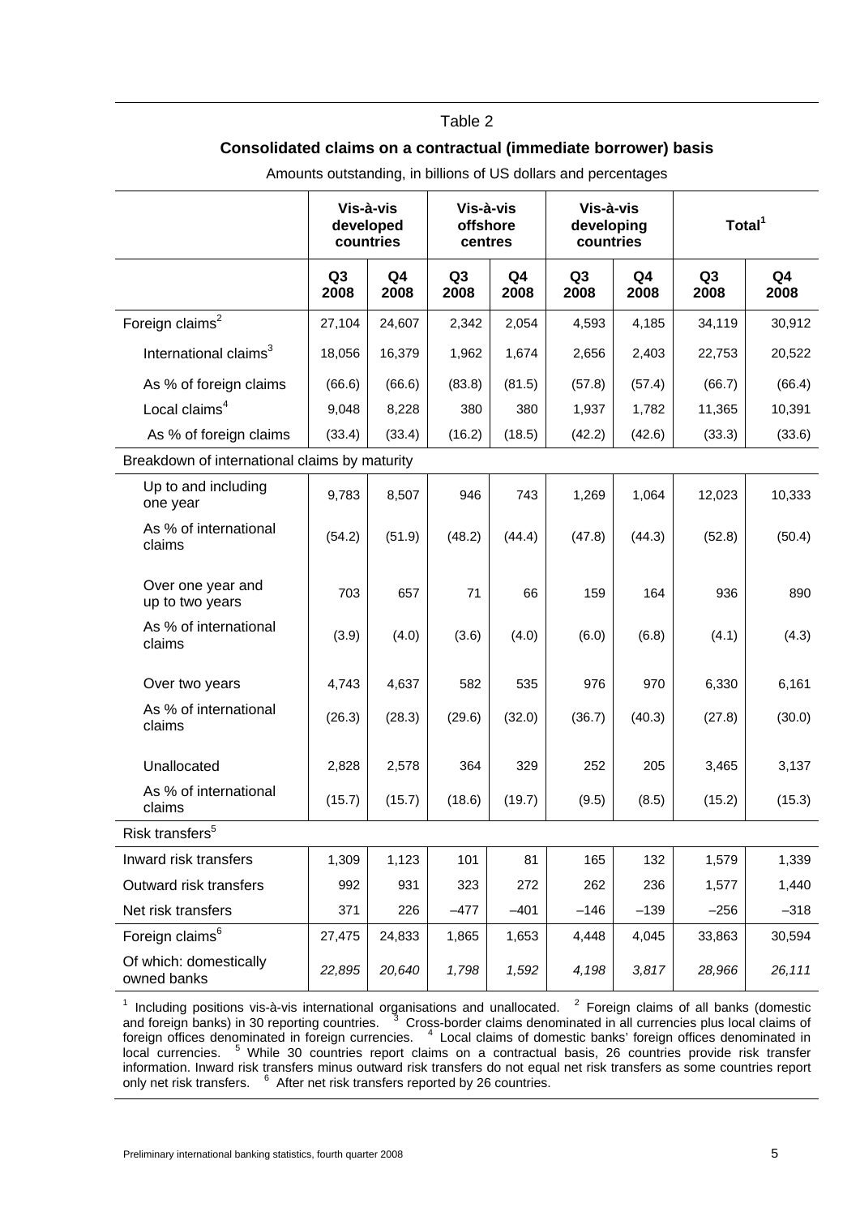Table 2

**Consolidated claims on a contractual (immediate borrower) basis**

Amounts outstanding, in billions of US dollars and percentages

| | Vis-à-vis developed countries | | Vis-à-vis offshore centres | | Vis-à-vis developing countries | | Total[1] | |
|---|---|---|---|---|---|---|---|---|
| | Q3 2008 | Q4 2008 | Q3 2008 | Q4 2008 | Q3 2008 | Q4 2008 | Q3 2008 | Q4 2008 |
| Foreign claims[2] | 27,104 | 24,607 | 2,342 | 2,054 | 4,593 | 4,185 | 34,119 | 30,912 |
| International claims[3] | 18,056 | 16,379 | 1,962 | 1,674 | 2,656 | 2,403 | 22,753 | 20,522 |
| As % of foreign claims | (66.6) | (66.6) | (83.8) | (81.5) | (57.8) | (57.4) | (66.7) | (66.4) |
| Local claims[4] | 9,048 | 8,228 | 380 | 380 | 1,937 | 1,782 | 11,365 | 10,391 |
| As % of foreign claims | (33.4) | (33.4) | (16.2) | (18.5) | (42.2) | (42.6) | (33.3) | (33.6) |
| Breakdown of international claims by maturity | | | | | | | | |
| Up to and including one year | 9,783 | 8,507 | 946 | 743 | 1,269 | 1,064 | 12,023 | 10,333 |
| As % of international claims | (54.2) | (51.9) | (48.2) | (44.4) | (47.8) | (44.3) | (52.8) | (50.4) |
| Over one year and up to two years | 703 | 657 | 71 | 66 | 159 | 164 | 936 | 890 |
| As % of international claims | (3.9) | (4.0) | (3.6) | (4.0) | (6.0) | (6.8) | (4.1) | (4.3) |
| Over two years | 4,743 | 4,637 | 582 | 535 | 976 | 970 | 6,330 | 6,161 |
| As % of international claims | (26.3) | (28.3) | (29.6) | (32.0) | (36.7) | (40.3) | (27.8) | (30.0) |
| Unallocated | 2,828 | 2,578 | 364 | 329 | 252 | 205 | 3,465 | 3,137 |
| As % of international claims | (15.7) | (15.7) | (18.6) | (19.7) | (9.5) | (8.5) | (15.2) | (15.3) |
| Risk transfers[5] | | | | | | | | |
| Inward risk transfers | 1,309 | 1,123 | 101 | 81 | 165 | 132 | 1,579 | 1,339 |
| Outward risk transfers | 992 | 931 | 323 | 272 | 262 | 236 | 1,577 | 1,440 |
| Net risk transfers | 371 | 226 | –477 | –401 | –146 | –139 | –256 | –318 |
| Foreign claims[6] | 27,475 | 24,833 | 1,865 | 1,653 | 4,448 | 4,045 | 33,863 | 30,594 |
| Of which: domestically owned banks | *22,895* | *20,640* | *1,798* | *1,592* | *4,198* | *3,817* | *28,966* | *26,111* |

[1] Including positions vis-à-vis international organisations and unallocated. [2] Foreign claims of all banks (domestic and foreign banks) in 30 reporting countries. [3] Cross-border claims denominated in all currencies plus local claims of foreign offices denominated in foreign currencies. [4] Local claims of domestic banks' foreign offices denominated in local currencies. [5] While 30 countries report claims on a contractual basis, 26 countries provide risk transfer information. Inward risk transfers minus outward risk transfers do not equal net risk transfers as some countries report only net risk transfers. [6] After net risk transfers reported by 26 countries.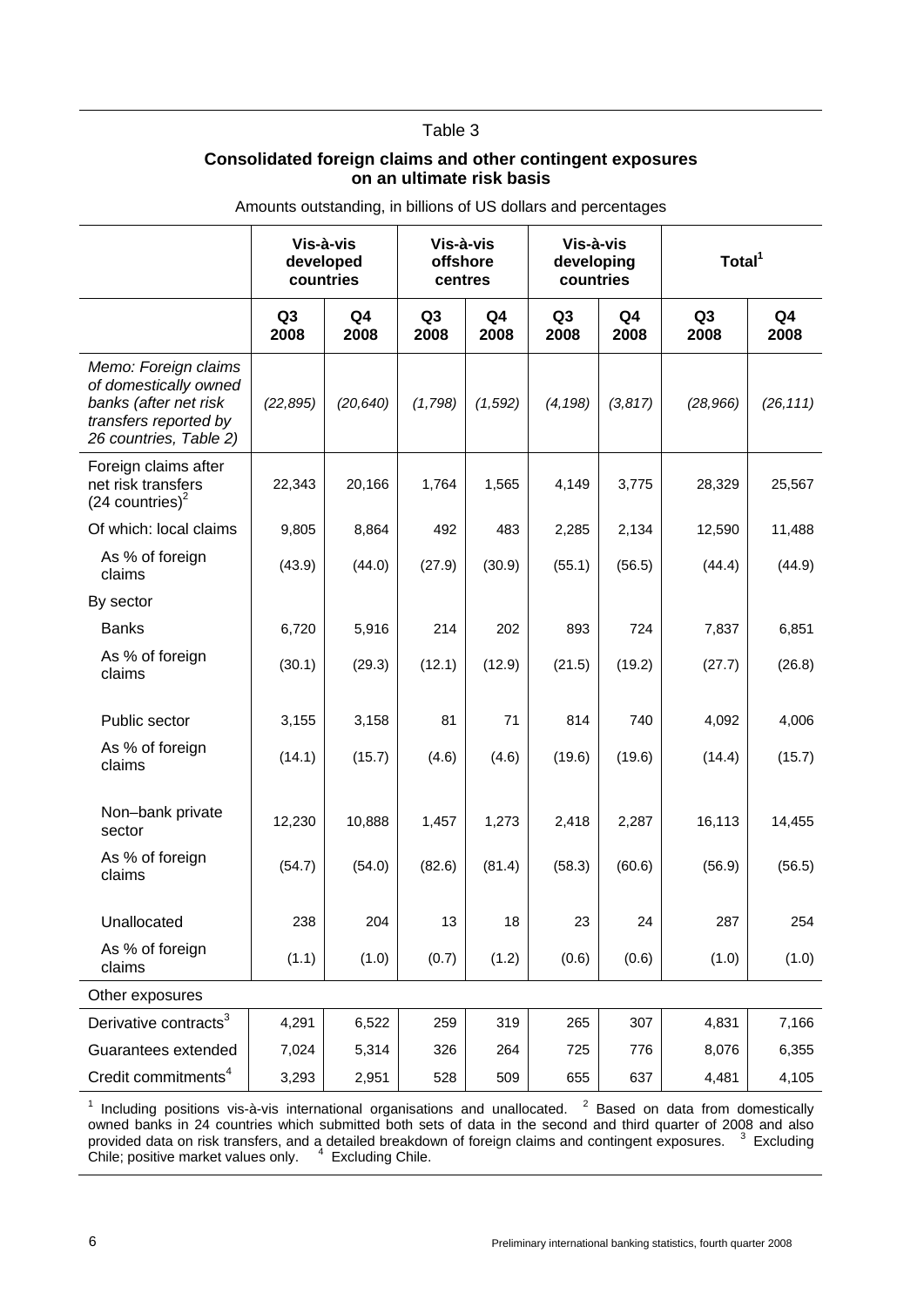Table 3

**Consolidated foreign claims and other contingent exposures on an ultimate risk basis**

Amounts outstanding, in billions of US dollars and percentages

| | Vis-à-vis developed countries | | Vis-à-vis offshore centres | | Vis-à-vis developing countries | | Total[1] | |
|---|---|---|---|---|---|---|---|---|
| | Q3 2008 | Q4 2008 | Q3 2008 | Q4 2008 | Q3 2008 | Q4 2008 | Q3 2008 | Q4 2008 |
| *Memo: Foreign claims of domestically owned banks (after net risk transfers reported by 26 countries, Table 2)* | *(22,895)* | *(20,640)* | *(1,798)* | *(1,592)* | *(4,198)* | *(3,817)* | *(28,966)* | *(26,111)* |
| Foreign claims after net risk transfers (24 countries)[2] | 22,343 | 20,166 | 1,764 | 1,565 | 4,149 | 3,775 | 28,329 | 25,567 |
| Of which: local claims | 9,805 | 8,864 | 492 | 483 | 2,285 | 2,134 | 12,590 | 11,488 |
| As % of foreign claims | (43.9) | (44.0) | (27.9) | (30.9) | (55.1) | (56.5) | (44.4) | (44.9) |
| By sector | | | | | | | | |
| Banks | 6,720 | 5,916 | 214 | 202 | 893 | 724 | 7,837 | 6,851 |
| As % of foreign claims | (30.1) | (29.3) | (12.1) | (12.9) | (21.5) | (19.2) | (27.7) | (26.8) |
| Public sector | 3,155 | 3,158 | 81 | 71 | 814 | 740 | 4,092 | 4,006 |
| As % of foreign claims | (14.1) | (15.7) | (4.6) | (4.6) | (19.6) | (19.6) | (14.4) | (15.7) |
| Non–bank private sector | 12,230 | 10,888 | 1,457 | 1,273 | 2,418 | 2,287 | 16,113 | 14,455 |
| As % of foreign claims | (54.7) | (54.0) | (82.6) | (81.4) | (58.3) | (60.6) | (56.9) | (56.5) |
| Unallocated | 238 | 204 | 13 | 18 | 23 | 24 | 287 | 254 |
| As % of foreign claims | (1.1) | (1.0) | (0.7) | (1.2) | (0.6) | (0.6) | (1.0) | (1.0) |
| Other exposures | | | | | | | | |
| Derivative contracts[3] | 4,291 | 6,522 | 259 | 319 | 265 | 307 | 4,831 | 7,166 |
| Guarantees extended | 7,024 | 5,314 | 326 | 264 | 725 | 776 | 8,076 | 6,355 |
| Credit commitments[4] | 3,293 | 2,951 | 528 | 509 | 655 | 637 | 4,481 | 4,105 |

[1] Including positions vis-à-vis international organisations and unallocated. [2] Based on data from domestically owned banks in 24 countries which submitted both sets of data in the second and third quarter of 2008 and also provided data on risk transfers, and a detailed breakdown of foreign claims and contingent exposures. [3] Excluding Chile; positive market values only. [4] Excluding Chile.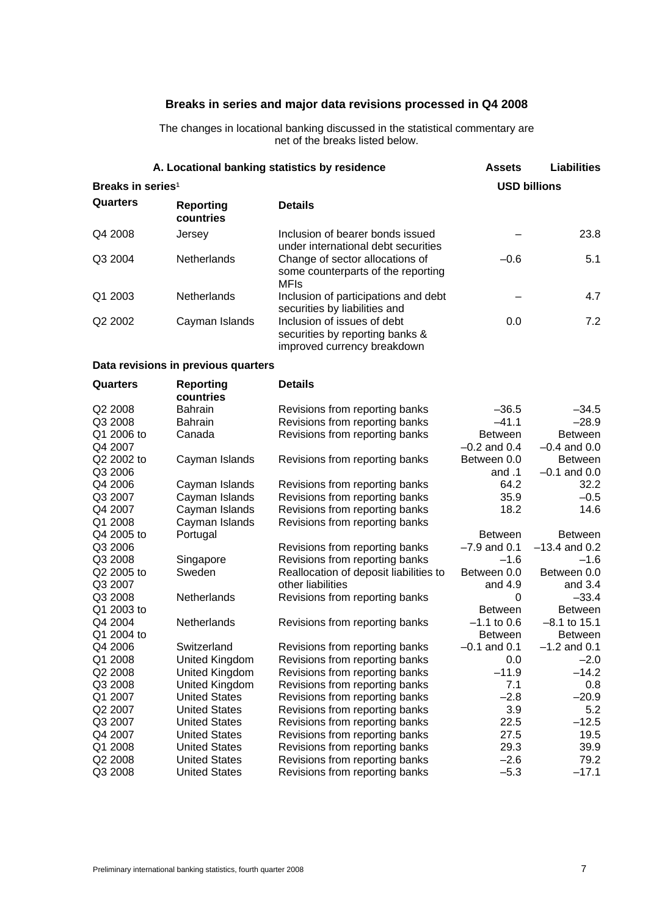## Breaks in series and major data revisions processed in Q4 2008

The changes in locational banking discussed in the statistical commentary are net of the breaks listed below.

### A. Locational banking statistics by residence

**Breaks in series**[1]

| Quarters | Reporting countries | Details | Assets (USD billions) | Liabilities (USD billions) |
|---|---|---|---|---|
| Q4 2008 | Jersey | Inclusion of bearer bonds issued under international debt securities | – | 23.8 |
| Q3 2004 | Netherlands | Change of sector allocations of some counterparts of the reporting MFIs | –0.6 | 5.1 |
| Q1 2003 | Netherlands | Inclusion of participations and debt securities by liabilities and | – | 4.7 |
| Q2 2002 | Cayman Islands | Inclusion of issues of debt securities by reporting banks & improved currency breakdown | 0.0 | 7.2 |

**Data revisions in previous quarters**

| Quarters | Reporting countries | Details | Assets | Liabilities |
|---|---|---|---|---|
| Q2 2008 | Bahrain | Revisions from reporting banks | –36.5 | –34.5 |
| Q3 2008 | Bahrain | Revisions from reporting banks | –41.1 | –28.9 |
| Q1 2006 to Q4 2007 | Canada | Revisions from reporting banks | Between –0.2 and 0.4 | Between –0.4 and 0.0 |
| Q2 2002 to Q3 2006 | Cayman Islands | Revisions from reporting banks | Between 0.0 and .1 | Between –0.1 and 0.0 |
| Q4 2006 | Cayman Islands | Revisions from reporting banks | 64.2 | 32.2 |
| Q3 2007 | Cayman Islands | Revisions from reporting banks | 35.9 | –0.5 |
| Q4 2007 | Cayman Islands | Revisions from reporting banks | 18.2 | 14.6 |
| Q1 2008 | Cayman Islands | Revisions from reporting banks | | |
| Q4 2005 to Q3 2006 | Portugal | Revisions from reporting banks | Between –7.9 and 0.1 | Between –13.4 and 0.2 |
| Q3 2008 | Singapore | Revisions from reporting banks | –1.6 | –1.6 |
| Q2 2005 to Q3 2007 | Sweden | Reallocation of deposit liabilities to other liabilities | Between 0.0 and 4.9 | Between 0.0 and 3.4 |
| Q3 2008 | Netherlands | Revisions from reporting banks | 0 | –33.4 |
| Q1 2003 to Q4 2004 | Netherlands | Revisions from reporting banks | Between –1.1 to 0.6 | Between –8.1 to 15.1 |
| Q1 2004 to Q4 2006 | Switzerland | Revisions from reporting banks | Between –0.1 and 0.1 | Between –1.2 and 0.1 |
| Q1 2008 | United Kingdom | Revisions from reporting banks | 0.0 | –2.0 |
| Q2 2008 | United Kingdom | Revisions from reporting banks | –11.9 | –14.2 |
| Q3 2008 | United Kingdom | Revisions from reporting banks | 7.1 | 0.8 |
| Q1 2007 | United States | Revisions from reporting banks | –2.8 | –20.9 |
| Q2 2007 | United States | Revisions from reporting banks | 3.9 | 5.2 |
| Q3 2007 | United States | Revisions from reporting banks | 22.5 | –12.5 |
| Q4 2007 | United States | Revisions from reporting banks | 27.5 | 19.5 |
| Q1 2008 | United States | Revisions from reporting banks | 29.3 | 39.9 |
| Q2 2008 | United States | Revisions from reporting banks | –2.6 | 79.2 |
| Q3 2008 | United States | Revisions from reporting banks | –5.3 | –17.1 |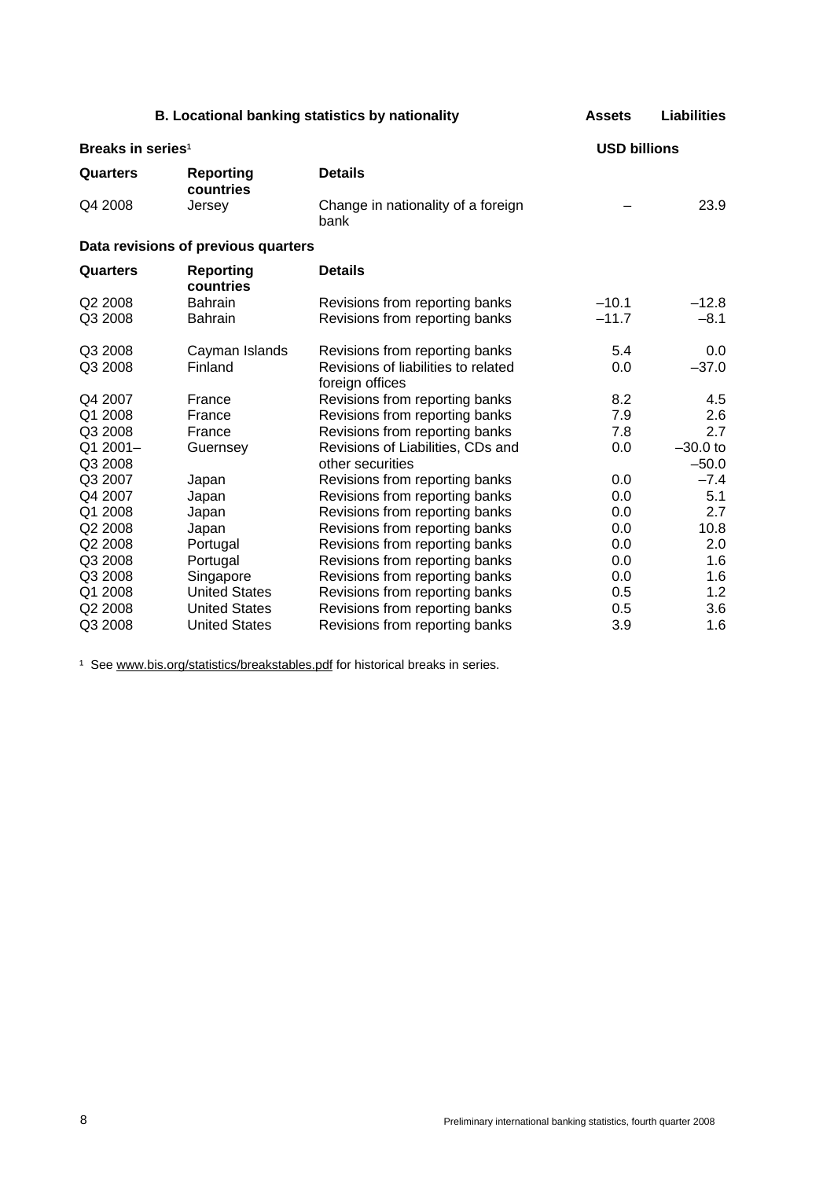## B. Locational banking statistics by nationality

### Breaks in series[1]

| Quarters | Reporting countries | Details | Assets (USD billions) | Liabilities (USD billions) |
|---|---|---|---|---|
| Q4 2008 | Jersey | Change in nationality of a foreign bank | – | 23.9 |

### Data revisions of previous quarters

| Quarters | Reporting countries | Details | Assets (USD billions) | Liabilities (USD billions) |
|---|---|---|---|---|
| Q2 2008 | Bahrain | Revisions from reporting banks | –10.1 | –12.8 |
| Q3 2008 | Bahrain | Revisions from reporting banks | –11.7 | –8.1 |
| Q3 2008 | Cayman Islands | Revisions from reporting banks | 5.4 | 0.0 |
| Q3 2008 | Finland | Revisions of liabilities to related foreign offices | 0.0 | –37.0 |
| Q4 2007 | France | Revisions from reporting banks | 8.2 | 4.5 |
| Q1 2008 | France | Revisions from reporting banks | 7.9 | 2.6 |
| Q3 2008 | France | Revisions from reporting banks | 7.8 | 2.7 |
| Q1 2001–Q3 2008 | Guernsey | Revisions of Liabilities, CDs and other securities | 0.0 | –30.0 to –50.0 |
| Q3 2007 | Japan | Revisions from reporting banks | 0.0 | –7.4 |
| Q4 2007 | Japan | Revisions from reporting banks | 0.0 | 5.1 |
| Q1 2008 | Japan | Revisions from reporting banks | 0.0 | 2.7 |
| Q2 2008 | Japan | Revisions from reporting banks | 0.0 | 10.8 |
| Q2 2008 | Portugal | Revisions from reporting banks | 0.0 | 2.0 |
| Q3 2008 | Portugal | Revisions from reporting banks | 0.0 | 1.6 |
| Q3 2008 | Singapore | Revisions from reporting banks | 0.0 | 1.6 |
| Q1 2008 | United States | Revisions from reporting banks | 0.5 | 1.2 |
| Q2 2008 | United States | Revisions from reporting banks | 0.5 | 3.6 |
| Q3 2008 | United States | Revisions from reporting banks | 3.9 | 1.6 |

[1] See www.bis.org/statistics/breakstables.pdf for historical breaks in series.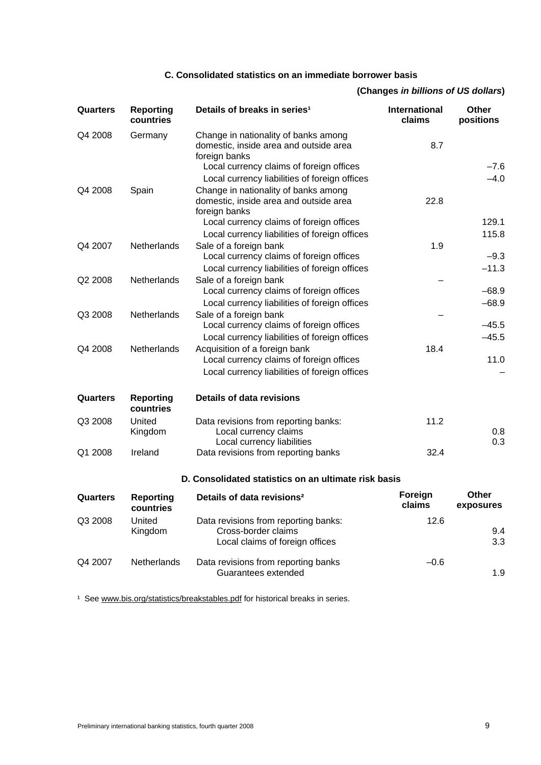### C. Consolidated statistics on an immediate borrower basis

**(Changes *in billions of US dollars*)**

| Quarters | Reporting countries | Details of breaks in series[1] | International claims | Other positions |
|---|---|---|---|---|
| Q4 2008 | Germany | Change in nationality of banks among domestic, inside area and outside area foreign banks | 8.7 | |
| | | Local currency claims of foreign offices | | –7.6 |
| | | Local currency liabilities of foreign offices | | –4.0 |
| Q4 2008 | Spain | Change in nationality of banks among domestic, inside area and outside area foreign banks | 22.8 | |
| | | Local currency claims of foreign offices | | 129.1 |
| | | Local currency liabilities of foreign offices | | 115.8 |
| Q4 2007 | Netherlands | Sale of a foreign bank | 1.9 | |
| | | Local currency claims of foreign offices | | –9.3 |
| | | Local currency liabilities of foreign offices | | –11.3 |
| Q2 2008 | Netherlands | Sale of a foreign bank | – | |
| | | Local currency claims of foreign offices | | –68.9 |
| | | Local currency liabilities of foreign offices | | –68.9 |
| Q3 2008 | Netherlands | Sale of a foreign bank | – | |
| | | Local currency claims of foreign offices | | –45.5 |
| | | Local currency liabilities of foreign offices | | –45.5 |
| Q4 2008 | Netherlands | Acquisition of a foreign bank | 18.4 | |
| | | Local currency claims of foreign offices | | 11.0 |
| | | Local currency liabilities of foreign offices | | – |

| Quarters | Reporting countries | Details of data revisions | International claims | Other positions |
|---|---|---|---|---|
| Q3 2008 | United Kingdom | Data revisions from reporting banks: | 11.2 | |
| | | Local currency claims | | 0.8 |
| | | Local currency liabilities | | 0.3 |
| Q1 2008 | Ireland | Data revisions from reporting banks | 32.4 | |

### D. Consolidated statistics on an ultimate risk basis

| Quarters | Reporting countries | Details of data revisions[2] | Foreign claims | Other exposures |
|---|---|---|---|---|
| Q3 2008 | United Kingdom | Data revisions from reporting banks: | 12.6 | |
| | | Cross-border claims | | 9.4 |
| | | Local claims of foreign offices | | 3.3 |
| Q4 2007 | Netherlands | Data revisions from reporting banks | –0.6 | |
| | | Guarantees extended | | 1.9 |

[1] See www.bis.org/statistics/breakstables.pdf for historical breaks in series.